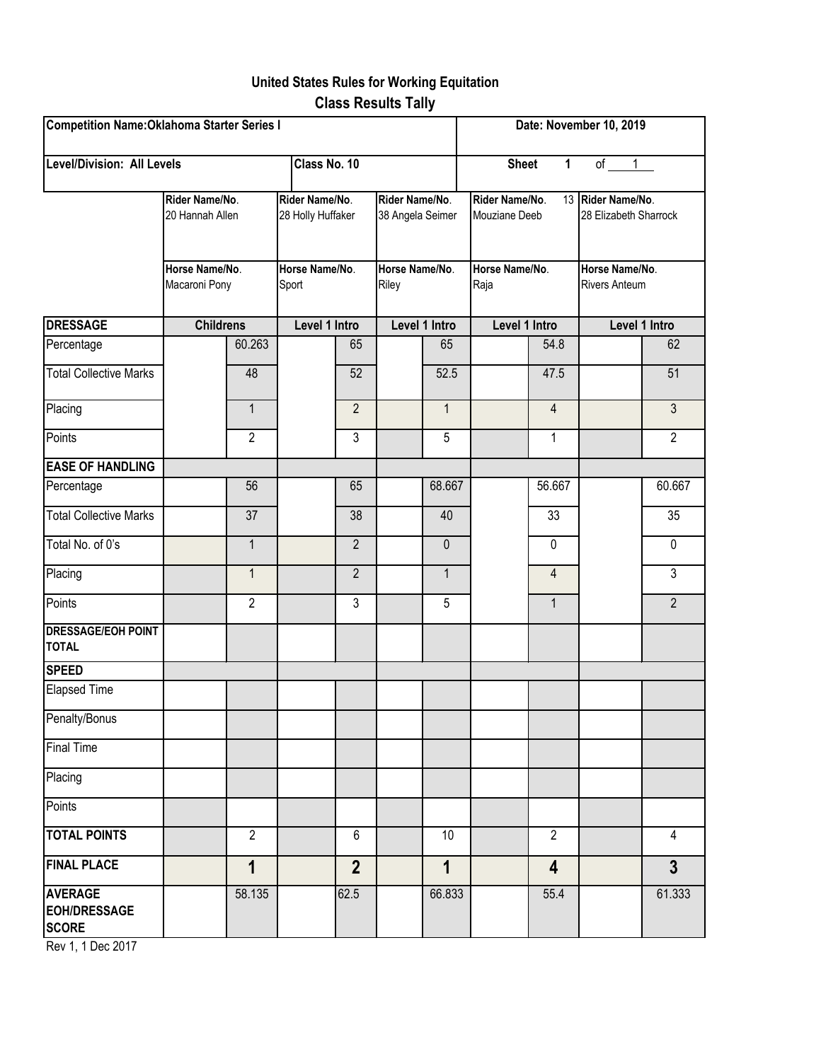# United States Rules for Working Equitation
## Class Results Tally

| Competition Name:Oklahoma Starter Series I | | | | | | | | | | | Date: November 10, 2019 | | |
|---|---|---|---|---|---|---|---|---|---|---|---|---|---|
| **Level/Division: All Levels** | | | | **Class No. 10** | | | | | | | **Sheet 1 of 1** | | |

| | Rider Name/No. 20 Hannah Allen | | Rider Name/No. 28 Holly Huffaker | | Rider Name/No. 38 Angela Seimer | | Rider Name/No. 13 Mouziane Deeb | | Rider Name/No. 28 Elizabeth Sharrock | |
|---|---|---|---|---|---|---|---|---|---|---|
| | Horse Name/No. Macaroni Pony | | Horse Name/No. Sport | | Horse Name/No. Riley | | Horse Name/No. Raja | | Horse Name/No. Rivers Anteum | |
| **DRESSAGE** | Childrens | | Level 1 Intro | | Level 1 Intro | | Level 1 Intro | | Level 1 Intro | |
| Percentage | | 60.263 | | 65 | | 65 | | 54.8 | | 62 |
| Total Collective Marks | | 48 | | 52 | | 52.5 | | 47.5 | | 51 |
| Placing | | 1 | | 2 | | 1 | | 4 | | 3 |
| Points | | 2 | | 3 | | 5 | | 1 | | 2 |
| **EASE OF HANDLING** | | | | | | | | | | |
| Percentage | | 56 | | 65 | | 68.667 | | 56.667 | | 60.667 |
| Total Collective Marks | | 37 | | 38 | | 40 | | 33 | | 35 |
| Total No. of 0's | | 1 | | 2 | | 0 | | 0 | | 0 |
| Placing | | 1 | | 2 | | 1 | | 4 | | 3 |
| Points | | 2 | | 3 | | 5 | | 1 | | 2 |
| **DRESSAGE/EOH POINT TOTAL** | | | | | | | | | | |
| **SPEED** | | | | | | | | | | |
| Elapsed Time | | | | | | | | | | |
| Penalty/Bonus | | | | | | | | | | |
| Final Time | | | | | | | | | | |
| Placing | | | | | | | | | | |
| Points | | | | | | | | | | |
| **TOTAL POINTS** | | 2 | | 6 | | 10 | | 2 | | 4 |
| **FINAL PLACE** | | **1** | | **2** | | **1** | | **4** | | **3** |
| **AVERAGE EOH/DRESSAGE SCORE** | | 58.135 | | 62.5 | | 66.833 | | 55.4 | | 61.333 |

Rev 1, 1 Dec 2017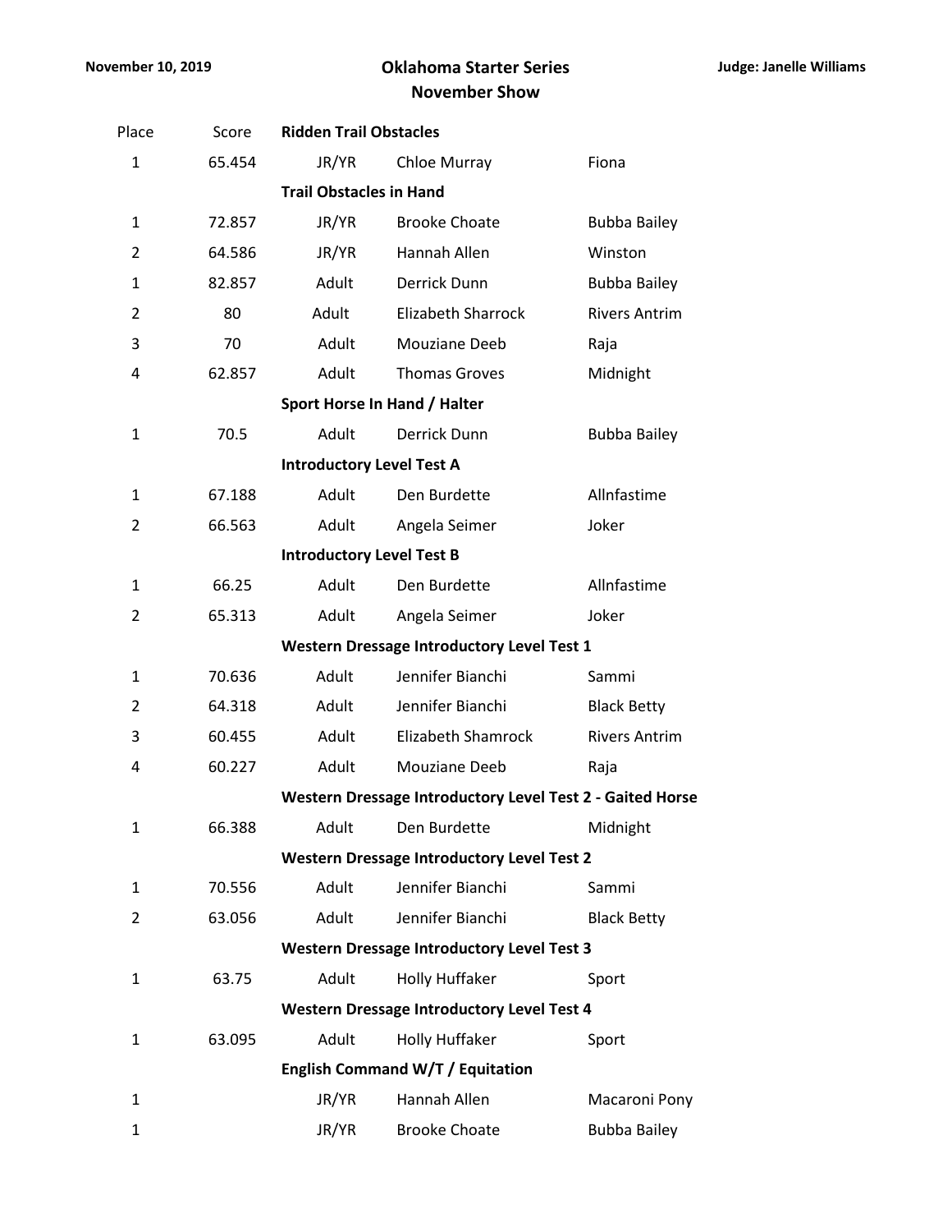**November 10, 2019** **Judge: Janelle Williams**

# Oklahoma Starter Series
## November Show

| Place | Score | | | |
|---|---|---|---|---|
| | | **Ridden Trail Obstacles** | | |
| 1 | 65.454 | JR/YR | Chloe Murray | Fiona |
| | | **Trail Obstacles in Hand** | | |
| 1 | 72.857 | JR/YR | Brooke Choate | Bubba Bailey |
| 2 | 64.586 | JR/YR | Hannah Allen | Winston |
| 1 | 82.857 | Adult | Derrick Dunn | Bubba Bailey |
| 2 | 80 | Adult | Elizabeth Sharrock | Rivers Antrim |
| 3 | 70 | Adult | Mouziane Deeb | Raja |
| 4 | 62.857 | Adult | Thomas Groves | Midnight |
| | | **Sport Horse In Hand / Halter** | | |
| 1 | 70.5 | Adult | Derrick Dunn | Bubba Bailey |
| | | **Introductory Level Test A** | | |
| 1 | 67.188 | Adult | Den Burdette | Allnfastime |
| 2 | 66.563 | Adult | Angela Seimer | Joker |
| | | **Introductory Level Test B** | | |
| 1 | 66.25 | Adult | Den Burdette | Allnfastime |
| 2 | 65.313 | Adult | Angela Seimer | Joker |
| | | **Western Dressage Introductory Level Test 1** | | |
| 1 | 70.636 | Adult | Jennifer Bianchi | Sammi |
| 2 | 64.318 | Adult | Jennifer Bianchi | Black Betty |
| 3 | 60.455 | Adult | Elizabeth Shamrock | Rivers Antrim |
| 4 | 60.227 | Adult | Mouziane Deeb | Raja |
| | | **Western Dressage Introductory Level Test 2 - Gaited Horse** | | |
| 1 | 66.388 | Adult | Den Burdette | Midnight |
| | | **Western Dressage Introductory Level Test 2** | | |
| 1 | 70.556 | Adult | Jennifer Bianchi | Sammi |
| 2 | 63.056 | Adult | Jennifer Bianchi | Black Betty |
| | | **Western Dressage Introductory Level Test 3** | | |
| 1 | 63.75 | Adult | Holly Huffaker | Sport |
| | | **Western Dressage Introductory Level Test 4** | | |
| 1 | 63.095 | Adult | Holly Huffaker | Sport |
| | | **English Command W/T / Equitation** | | |
| 1 | | JR/YR | Hannah Allen | Macaroni Pony |
| 1 | | JR/YR | Brooke Choate | Bubba Bailey |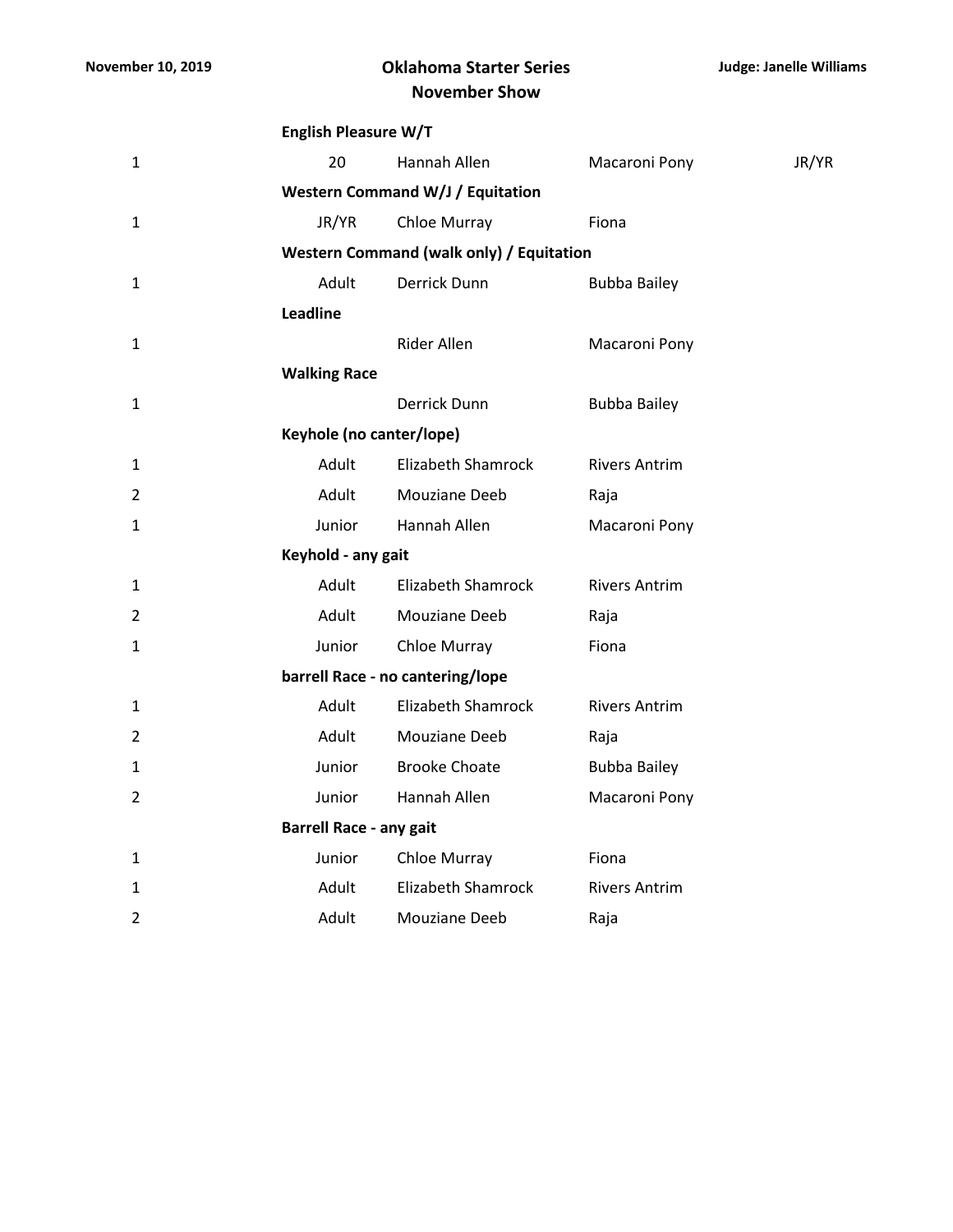**November 10, 2019**

**Oklahoma Starter Series**
**November Show**

**Judge: Janelle Williams**

| | | | | |
|---|---|---|---|---|
| | **English Pleasure W/T** | | | |
| 1 | 20 | Hannah Allen | Macaroni Pony | JR/YR |
| | **Western Command W/J / Equitation** | | | |
| 1 | JR/YR | Chloe Murray | Fiona | |
| | **Western Command (walk only) / Equitation** | | | |
| 1 | Adult | Derrick Dunn | Bubba Bailey | |
| | **Leadline** | | | |
| 1 | | Rider Allen | Macaroni Pony | |
| | **Walking Race** | | | |
| 1 | | Derrick Dunn | Bubba Bailey | |
| | **Keyhole (no canter/lope)** | | | |
| 1 | Adult | Elizabeth Shamrock | Rivers Antrim | |
| 2 | Adult | Mouziane Deeb | Raja | |
| 1 | Junior | Hannah Allen | Macaroni Pony | |
| | **Keyhold - any gait** | | | |
| 1 | Adult | Elizabeth Shamrock | Rivers Antrim | |
| 2 | Adult | Mouziane Deeb | Raja | |
| 1 | Junior | Chloe Murray | Fiona | |
| | **barrell Race - no cantering/lope** | | | |
| 1 | Adult | Elizabeth Shamrock | Rivers Antrim | |
| 2 | Adult | Mouziane Deeb | Raja | |
| 1 | Junior | Brooke Choate | Bubba Bailey | |
| 2 | Junior | Hannah Allen | Macaroni Pony | |
| | **Barrell Race - any gait** | | | |
| 1 | Junior | Chloe Murray | Fiona | |
| 1 | Adult | Elizabeth Shamrock | Rivers Antrim | |
| 2 | Adult | Mouziane Deeb | Raja | |